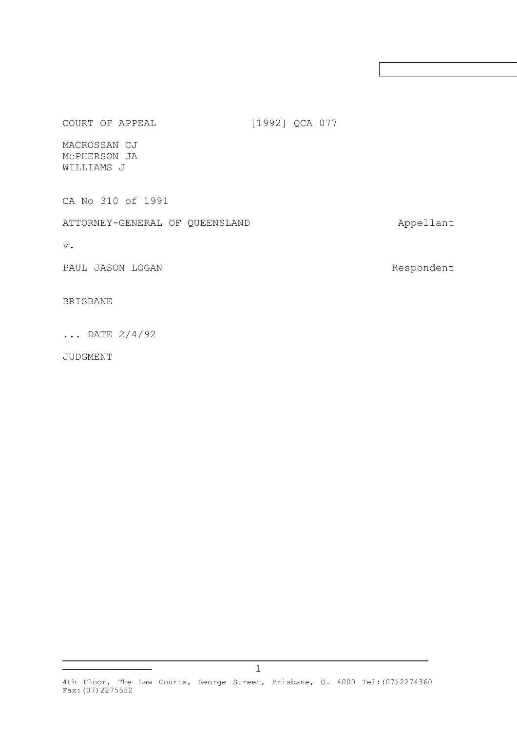COURT OF APPEAL [1992] QCA 077

MACROSSAN CJ
McPHERSON JA
WILLIAMS J

CA No 310 of 1991

ATTORNEY-GENERAL OF QUEENSLAND Appellant

v.

PAUL JASON LOGAN Respondent

BRISBANE

... DATE 2/4/92

JUDGMENT

4th Floor, The Law Courts, George Street, Brisbane, Q. 4000 Tel:(07)2274360 Fax:(07)2275532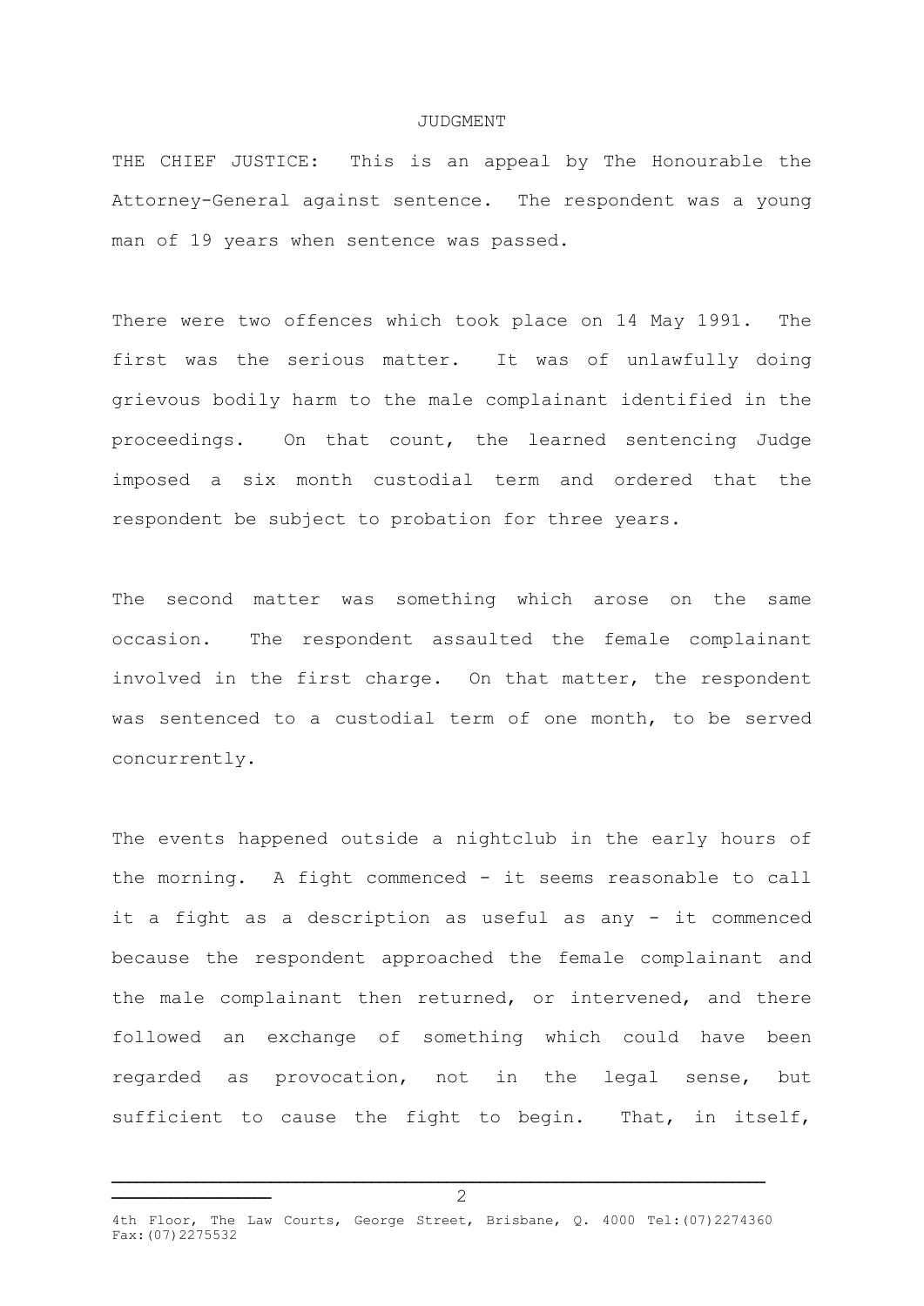JUDGMENT

THE CHIEF JUSTICE: This is an appeal by The Honourable the Attorney-General against sentence. The respondent was a young man of 19 years when sentence was passed.

There were two offences which took place on 14 May 1991. The first was the serious matter. It was of unlawfully doing grievous bodily harm to the male complainant identified in the proceedings. On that count, the learned sentencing Judge imposed a six month custodial term and ordered that the respondent be subject to probation for three years.

The second matter was something which arose on the same occasion. The respondent assaulted the female complainant involved in the first charge. On that matter, the respondent was sentenced to a custodial term of one month, to be served concurrently.

The events happened outside a nightclub in the early hours of the morning. A fight commenced - it seems reasonable to call it a fight as a description as useful as any - it commenced because the respondent approached the female complainant and the male complainant then returned, or intervened, and there followed an exchange of something which could have been regarded as provocation, not in the legal sense, but sufficient to cause the fight to begin. That, in itself,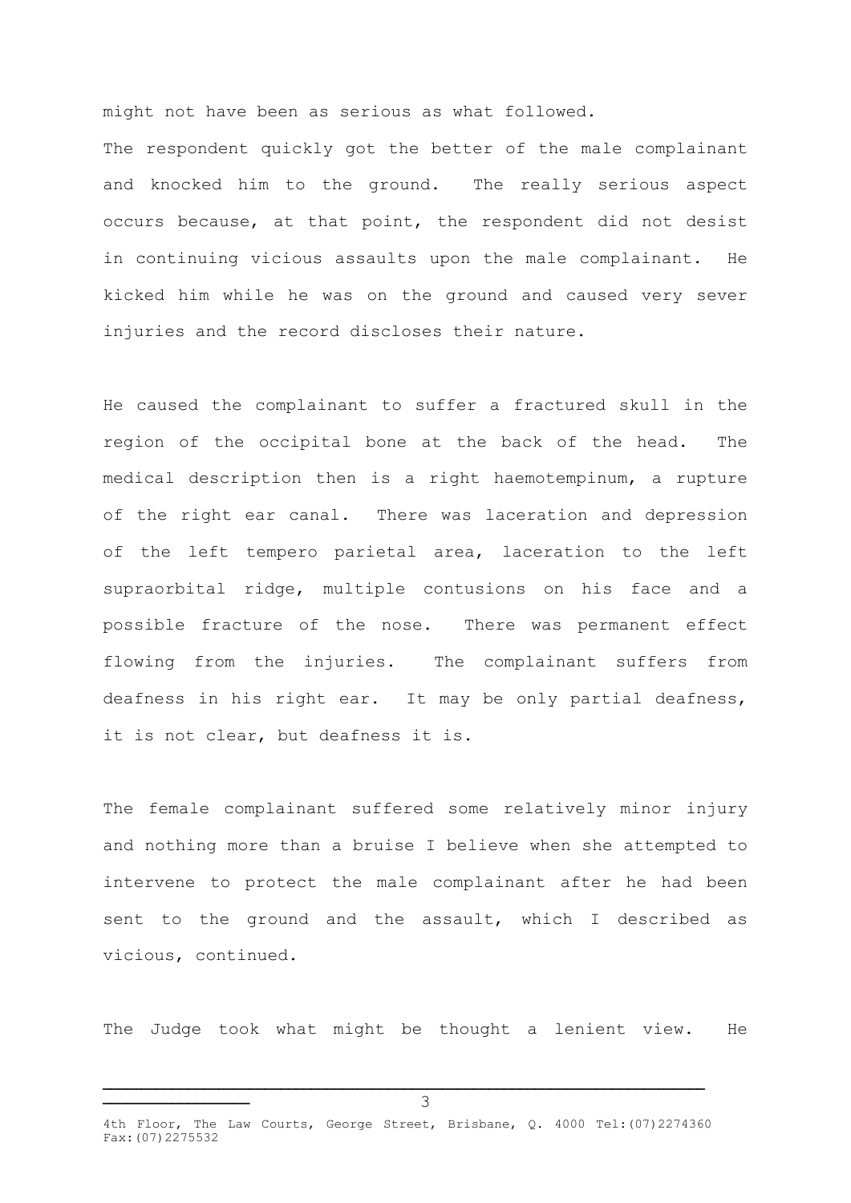might not have been as serious as what followed.
The respondent quickly got the better of the male complainant and knocked him to the ground. The really serious aspect occurs because, at that point, the respondent did not desist in continuing vicious assaults upon the male complainant. He kicked him while he was on the ground and caused very sever injuries and the record discloses their nature.

He caused the complainant to suffer a fractured skull in the region of the occipital bone at the back of the head. The medical description then is a right haemotempinum, a rupture of the right ear canal. There was laceration and depression of the left tempero parietal area, laceration to the left supraorbital ridge, multiple contusions on his face and a possible fracture of the nose. There was permanent effect flowing from the injuries. The complainant suffers from deafness in his right ear. It may be only partial deafness, it is not clear, but deafness it is.

The female complainant suffered some relatively minor injury and nothing more than a bruise I believe when she attempted to intervene to protect the male complainant after he had been sent to the ground and the assault, which I described as vicious, continued.

The Judge took what might be thought a lenient view. He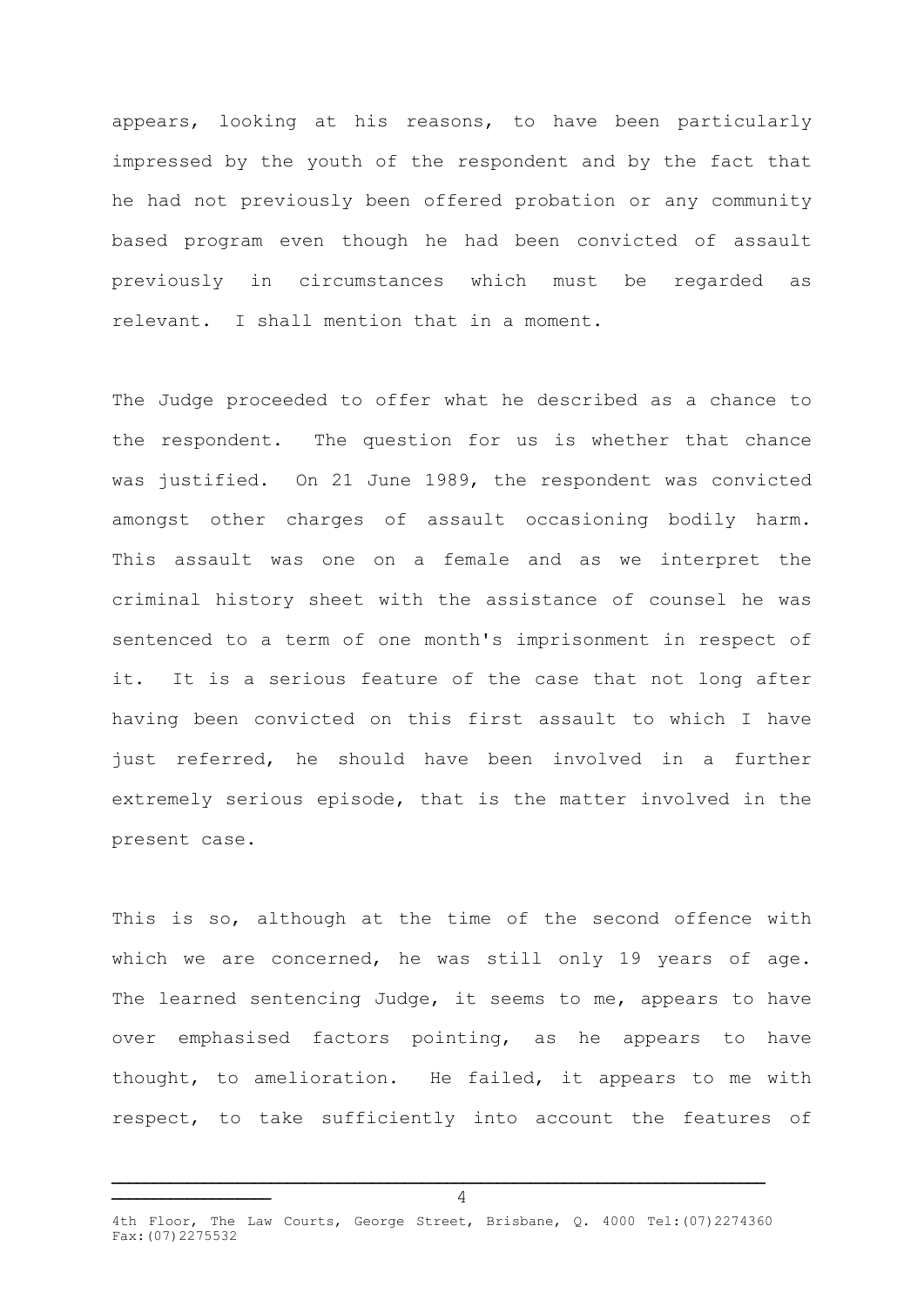appears, looking at his reasons, to have been particularly impressed by the youth of the respondent and by the fact that he had not previously been offered probation or any community based program even though he had been convicted of assault previously in circumstances which must be regarded as relevant. I shall mention that in a moment.

The Judge proceeded to offer what he described as a chance to the respondent. The question for us is whether that chance was justified. On 21 June 1989, the respondent was convicted amongst other charges of assault occasioning bodily harm. This assault was one on a female and as we interpret the criminal history sheet with the assistance of counsel he was sentenced to a term of one month's imprisonment in respect of it. It is a serious feature of the case that not long after having been convicted on this first assault to which I have just referred, he should have been involved in a further extremely serious episode, that is the matter involved in the present case.

This is so, although at the time of the second offence with which we are concerned, he was still only 19 years of age. The learned sentencing Judge, it seems to me, appears to have over emphasised factors pointing, as he appears to have thought, to amelioration. He failed, it appears to me with respect, to take sufficiently into account the features of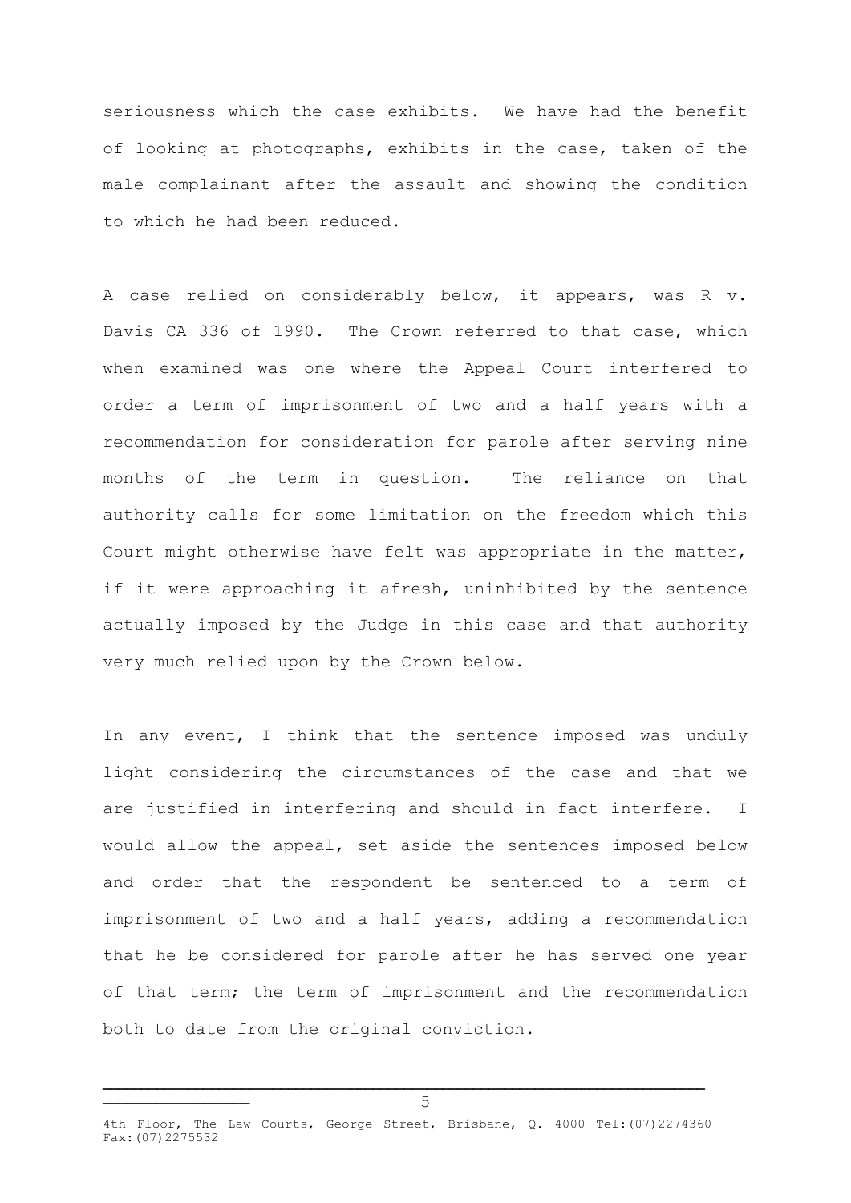seriousness which the case exhibits. We have had the benefit of looking at photographs, exhibits in the case, taken of the male complainant after the assault and showing the condition to which he had been reduced.

A case relied on considerably below, it appears, was R v. Davis CA 336 of 1990. The Crown referred to that case, which when examined was one where the Appeal Court interfered to order a term of imprisonment of two and a half years with a recommendation for consideration for parole after serving nine months of the term in question. The reliance on that authority calls for some limitation on the freedom which this Court might otherwise have felt was appropriate in the matter, if it were approaching it afresh, uninhibited by the sentence actually imposed by the Judge in this case and that authority very much relied upon by the Crown below.

In any event, I think that the sentence imposed was unduly light considering the circumstances of the case and that we are justified in interfering and should in fact interfere. I would allow the appeal, set aside the sentences imposed below and order that the respondent be sentenced to a term of imprisonment of two and a half years, adding a recommendation that he be considered for parole after he has served one year of that term; the term of imprisonment and the recommendation both to date from the original conviction.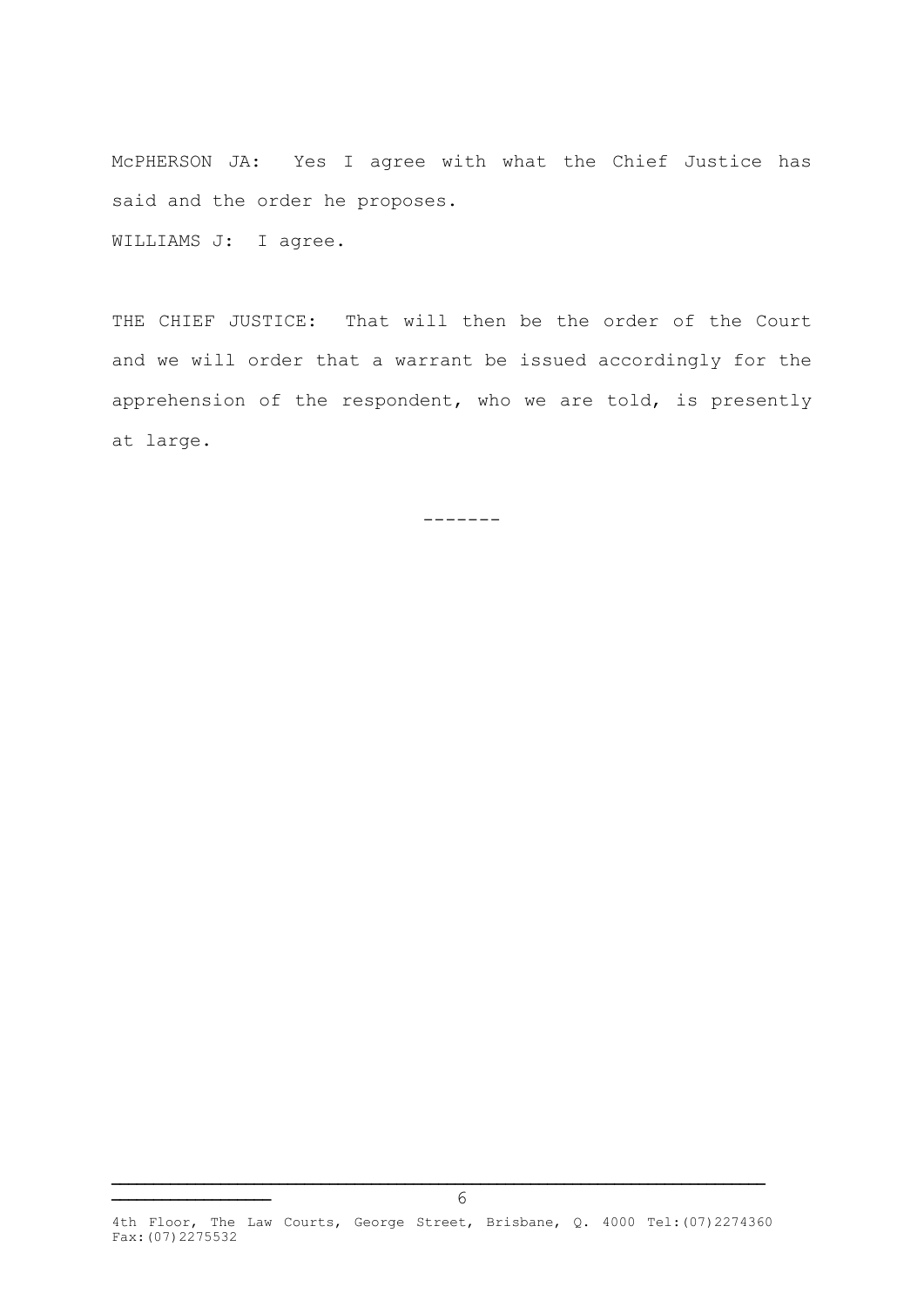McPHERSON JA: Yes I agree with what the Chief Justice has said and the order he proposes.

WILLIAMS J: I agree.

THE CHIEF JUSTICE: That will then be the order of the Court and we will order that a warrant be issued accordingly for the apprehension of the respondent, who we are told, is presently at large.

-------